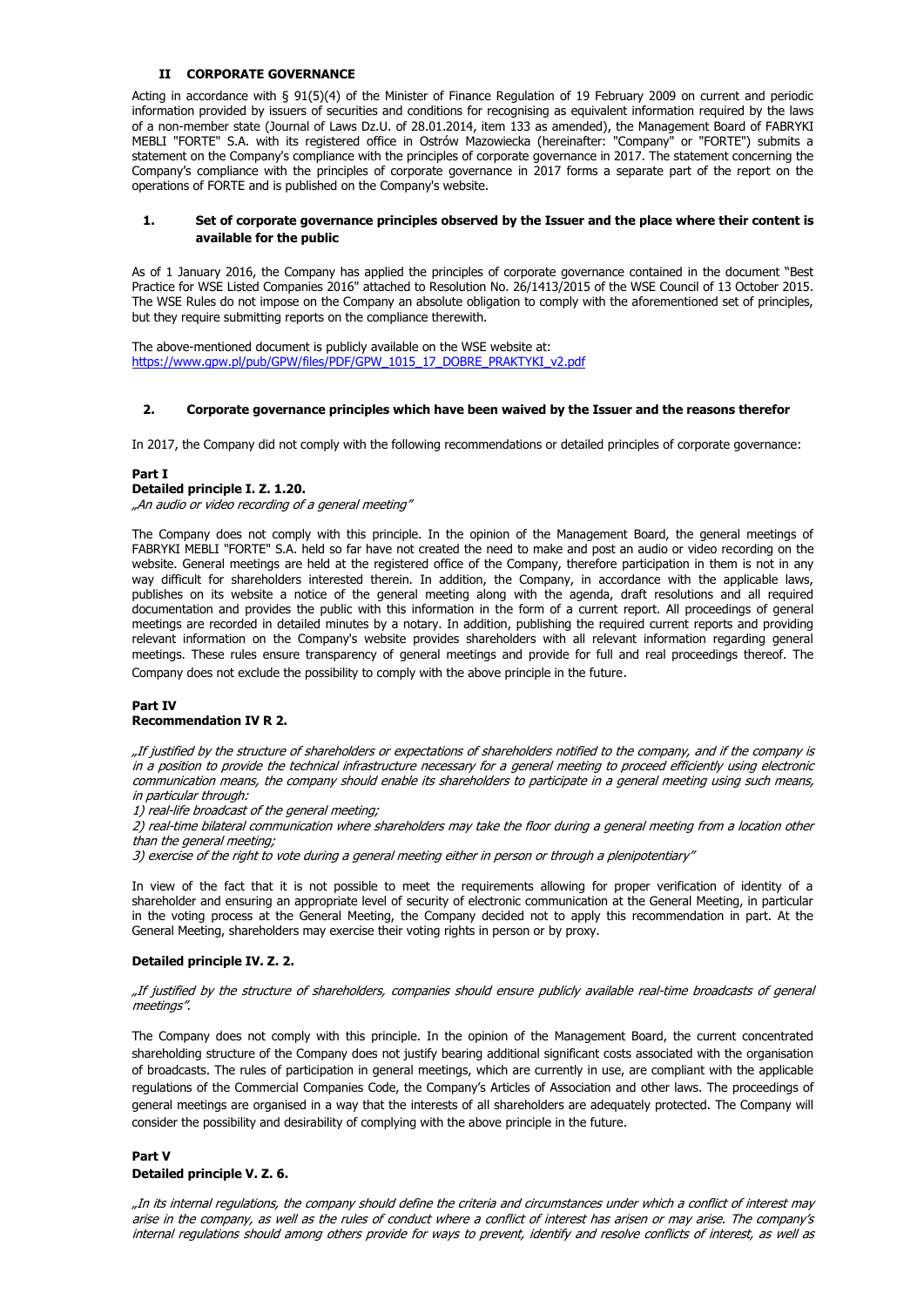## II CORPORATE GOVERNANCE

Acting in accordance with § 91(5)(4) of the Minister of Finance Regulation of 19 February 2009 on current and periodic information provided by issuers of securities and conditions for recognising as equivalent information required by the laws of a non-member state (Journal of Laws Dz.U. of 28.01.2014, item 133 as amended), the Management Board of FABRYKI MEBLI "FORTE" S.A. with its registered office in Ostrów Mazowiecka (hereinafter: "Company" or "FORTE") submits a statement on the Company's compliance with the principles of corporate governance in 2017. The statement concerning the Company's compliance with the principles of corporate governance in 2017 forms a separate part of the report on the operations of FORTE and is published on the Company's website.

### 1. Set of corporate governance principles observed by the Issuer and the place where their content is available for the public

As of 1 January 2016, the Company has applied the principles of corporate governance contained in the document "Best Practice for WSE Listed Companies 2016" attached to Resolution No. 26/1413/2015 of the WSE Council of 13 October 2015. The WSE Rules do not impose on the Company an absolute obligation to comply with the aforementioned set of principles, but they require submitting reports on the compliance therewith.

The above-mentioned document is publicly available on the WSE website at:
https://www.gpw.pl/pub/GPW/files/PDF/GPW_1015_17_DOBRE_PRAKTYKI_v2.pdf

### 2. Corporate governance principles which have been waived by the Issuer and the reasons therefor

In 2017, the Company did not comply with the following recommendations or detailed principles of corporate governance:

**Part I**
**Detailed principle I. Z. 1.20.**
*„An audio or video recording of a general meeting"*

The Company does not comply with this principle. In the opinion of the Management Board, the general meetings of FABRYKI MEBLI "FORTE" S.A. held so far have not created the need to make and post an audio or video recording on the website. General meetings are held at the registered office of the Company, therefore participation in them is not in any way difficult for shareholders interested therein. In addition, the Company, in accordance with the applicable laws, publishes on its website a notice of the general meeting along with the agenda, draft resolutions and all required documentation and provides the public with this information in the form of a current report. All proceedings of general meetings are recorded in detailed minutes by a notary. In addition, publishing the required current reports and providing relevant information on the Company's website provides shareholders with all relevant information regarding general meetings. These rules ensure transparency of general meetings and provide for full and real proceedings thereof. The Company does not exclude the possibility to comply with the above principle in the future.

**Part IV**
**Recommendation IV R 2.**

*„If justified by the structure of shareholders or expectations of shareholders notified to the company, and if the company is in a position to provide the technical infrastructure necessary for a general meeting to proceed efficiently using electronic communication means, the company should enable its shareholders to participate in a general meeting using such means, in particular through:*
*1) real-life broadcast of the general meeting;*
*2) real-time bilateral communication where shareholders may take the floor during a general meeting from a location other than the general meeting;*
*3) exercise of the right to vote during a general meeting either in person or through a plenipotentiary"*

In view of the fact that it is not possible to meet the requirements allowing for proper verification of identity of a shareholder and ensuring an appropriate level of security of electronic communication at the General Meeting, in particular in the voting process at the General Meeting, the Company decided not to apply this recommendation in part. At the General Meeting, shareholders may exercise their voting rights in person or by proxy.

**Detailed principle IV. Z. 2.**

*„If justified by the structure of shareholders, companies should ensure publicly available real-time broadcasts of general meetings".*

The Company does not comply with this principle. In the opinion of the Management Board, the current concentrated shareholding structure of the Company does not justify bearing additional significant costs associated with the organisation of broadcasts. The rules of participation in general meetings, which are currently in use, are compliant with the applicable regulations of the Commercial Companies Code, the Company's Articles of Association and other laws. The proceedings of general meetings are organised in a way that the interests of all shareholders are adequately protected. The Company will consider the possibility and desirability of complying with the above principle in the future.

**Part V**
**Detailed principle V. Z. 6.**

*„In its internal regulations, the company should define the criteria and circumstances under which a conflict of interest may arise in the company, as well as the rules of conduct where a conflict of interest has arisen or may arise. The company's internal regulations should among others provide for ways to prevent, identify and resolve conflicts of interest, as well as*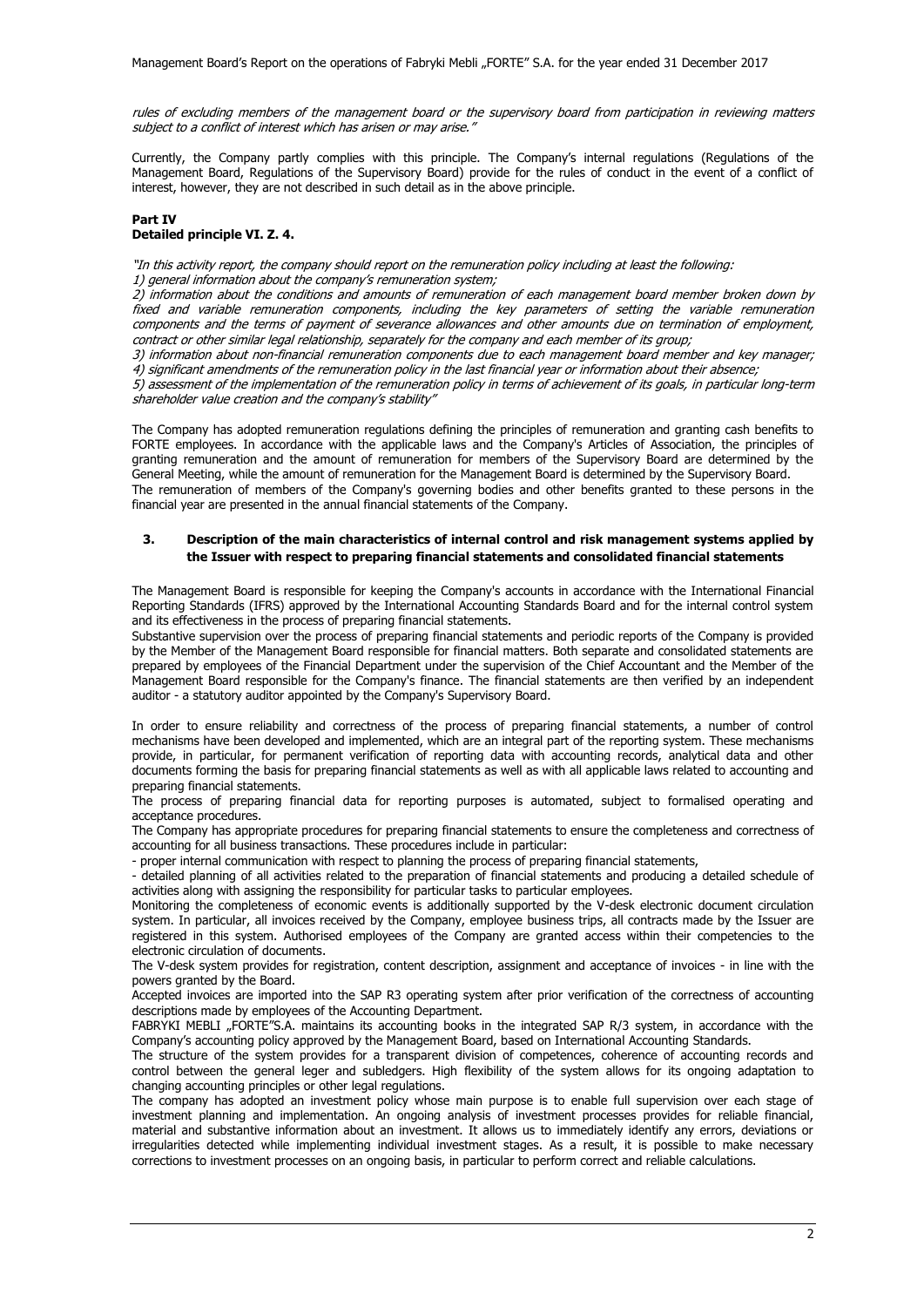*rules of excluding members of the management board or the supervisory board from participation in reviewing matters subject to a conflict of interest which has arisen or may arise."*

Currently, the Company partly complies with this principle. The Company's internal regulations (Regulations of the Management Board, Regulations of the Supervisory Board) provide for the rules of conduct in the event of a conflict of interest, however, they are not described in such detail as in the above principle.

**Part IV**
**Detailed principle VI. Z. 4.**

*"In this activity report, the company should report on the remuneration policy including at least the following:*
*1) general information about the company's remuneration system;*
*2) information about the conditions and amounts of remuneration of each management board member broken down by fixed and variable remuneration components, including the key parameters of setting the variable remuneration components and the terms of payment of severance allowances and other amounts due on termination of employment, contract or other similar legal relationship, separately for the company and each member of its group;*
*3) information about non-financial remuneration components due to each management board member and key manager;*
*4) significant amendments of the remuneration policy in the last financial year or information about their absence;*
*5) assessment of the implementation of the remuneration policy in terms of achievement of its goals, in particular long-term shareholder value creation and the company's stability"*

The Company has adopted remuneration regulations defining the principles of remuneration and granting cash benefits to FORTE employees. In accordance with the applicable laws and the Company's Articles of Association, the principles of granting remuneration and the amount of remuneration for members of the Supervisory Board are determined by the General Meeting, while the amount of remuneration for the Management Board is determined by the Supervisory Board.
The remuneration of members of the Company's governing bodies and other benefits granted to these persons in the financial year are presented in the annual financial statements of the Company.

### 3. Description of the main characteristics of internal control and risk management systems applied by the Issuer with respect to preparing financial statements and consolidated financial statements

The Management Board is responsible for keeping the Company's accounts in accordance with the International Financial Reporting Standards (IFRS) approved by the International Accounting Standards Board and for the internal control system and its effectiveness in the process of preparing financial statements.
Substantive supervision over the process of preparing financial statements and periodic reports of the Company is provided by the Member of the Management Board responsible for financial matters. Both separate and consolidated statements are prepared by employees of the Financial Department under the supervision of the Chief Accountant and the Member of the Management Board responsible for the Company's finance. The financial statements are then verified by an independent auditor - a statutory auditor appointed by the Company's Supervisory Board.

In order to ensure reliability and correctness of the process of preparing financial statements, a number of control mechanisms have been developed and implemented, which are an integral part of the reporting system. These mechanisms provide, in particular, for permanent verification of reporting data with accounting records, analytical data and other documents forming the basis for preparing financial statements as well as with all applicable laws related to accounting and preparing financial statements.
The process of preparing financial data for reporting purposes is automated, subject to formalised operating and acceptance procedures.
The Company has appropriate procedures for preparing financial statements to ensure the completeness and correctness of accounting for all business transactions. These procedures include in particular:
- proper internal communication with respect to planning the process of preparing financial statements,
- detailed planning of all activities related to the preparation of financial statements and producing a detailed schedule of activities along with assigning the responsibility for particular tasks to particular employees.

Monitoring the completeness of economic events is additionally supported by the V-desk electronic document circulation system. In particular, all invoices received by the Company, employee business trips, all contracts made by the Issuer are registered in this system. Authorised employees of the Company are granted access within their competencies to the electronic circulation of documents.
The V-desk system provides for registration, content description, assignment and acceptance of invoices - in line with the powers granted by the Board.
Accepted invoices are imported into the SAP R3 operating system after prior verification of the correctness of accounting descriptions made by employees of the Accounting Department.
FABRYKI MEBLI „FORTE"S.A. maintains its accounting books in the integrated SAP R/3 system, in accordance with the Company's accounting policy approved by the Management Board, based on International Accounting Standards.
The structure of the system provides for a transparent division of competences, coherence of accounting records and control between the general leger and subledgers. High flexibility of the system allows for its ongoing adaptation to changing accounting principles or other legal regulations.
The company has adopted an investment policy whose main purpose is to enable full supervision over each stage of investment planning and implementation. An ongoing analysis of investment processes provides for reliable financial, material and substantive information about an investment. It allows us to immediately identify any errors, deviations or irregularities detected while implementing individual investment stages. As a result, it is possible to make necessary corrections to investment processes on an ongoing basis, in particular to perform correct and reliable calculations.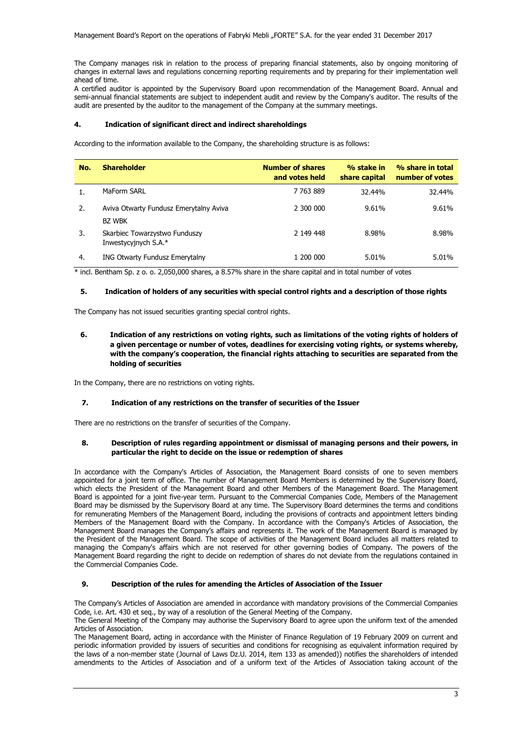The Company manages risk in relation to the process of preparing financial statements, also by ongoing monitoring of changes in external laws and regulations concerning reporting requirements and by preparing for their implementation well ahead of time.

A certified auditor is appointed by the Supervisory Board upon recommendation of the Management Board. Annual and semi-annual financial statements are subject to independent audit and review by the Company's auditor. The results of the audit are presented by the auditor to the management of the Company at the summary meetings.

### 4. Indication of significant direct and indirect shareholdings

According to the information available to the Company, the shareholding structure is as follows:

| No. | Shareholder | Number of shares and votes held | % stake in share capital | % share in total number of votes |
|---|---|---|---|---|
| 1. | MaForm SARL | 7 763 889 | 32.44% | 32.44% |
| 2. | Aviva Otwarty Fundusz Emerytalny Aviva BZ WBK | 2 300 000 | 9.61% | 9.61% |
| 3. | Skarbiec Towarzystwo Funduszy Inwestycyjnych S.A.* | 2 149 448 | 8.98% | 8.98% |
| 4. | ING Otwarty Fundusz Emerytalny | 1 200 000 | 5.01% | 5.01% |

\* incl. Bentham Sp. z o. o. 2,050,000 shares, a 8.57% share in the share capital and in total number of votes

### 5. Indication of holders of any securities with special control rights and a description of those rights

The Company has not issued securities granting special control rights.

### 6. Indication of any restrictions on voting rights, such as limitations of the voting rights of holders of a given percentage or number of votes, deadlines for exercising voting rights, or systems whereby, with the company's cooperation, the financial rights attaching to securities are separated from the holding of securities

In the Company, there are no restrictions on voting rights.

### 7. Indication of any restrictions on the transfer of securities of the Issuer

There are no restrictions on the transfer of securities of the Company.

### 8. Description of rules regarding appointment or dismissal of managing persons and their powers, in particular the right to decide on the issue or redemption of shares

In accordance with the Company's Articles of Association, the Management Board consists of one to seven members appointed for a joint term of office. The number of Management Board Members is determined by the Supervisory Board, which elects the President of the Management Board and other Members of the Management Board. The Management Board is appointed for a joint five-year term. Pursuant to the Commercial Companies Code, Members of the Management Board may be dismissed by the Supervisory Board at any time. The Supervisory Board determines the terms and conditions for remunerating Members of the Management Board, including the provisions of contracts and appointment letters binding Members of the Management Board with the Company. In accordance with the Company's Articles of Association, the Management Board manages the Company's affairs and represents it. The work of the Management Board is managed by the President of the Management Board. The scope of activities of the Management Board includes all matters related to managing the Company's affairs which are not reserved for other governing bodies of Company. The powers of the Management Board regarding the right to decide on redemption of shares do not deviate from the regulations contained in the Commercial Companies Code.

### 9. Description of the rules for amending the Articles of Association of the Issuer

The Company's Articles of Association are amended in accordance with mandatory provisions of the Commercial Companies Code, i.e. Art. 430 et seq., by way of a resolution of the General Meeting of the Company.

The General Meeting of the Company may authorise the Supervisory Board to agree upon the uniform text of the amended Articles of Association.

The Management Board, acting in accordance with the Minister of Finance Regulation of 19 February 2009 on current and periodic information provided by issuers of securities and conditions for recognising as equivalent information required by the laws of a non-member state (Journal of Laws Dz.U. 2014, item 133 as amended)) notifies the shareholders of intended amendments to the Articles of Association and of a uniform text of the Articles of Association taking account of the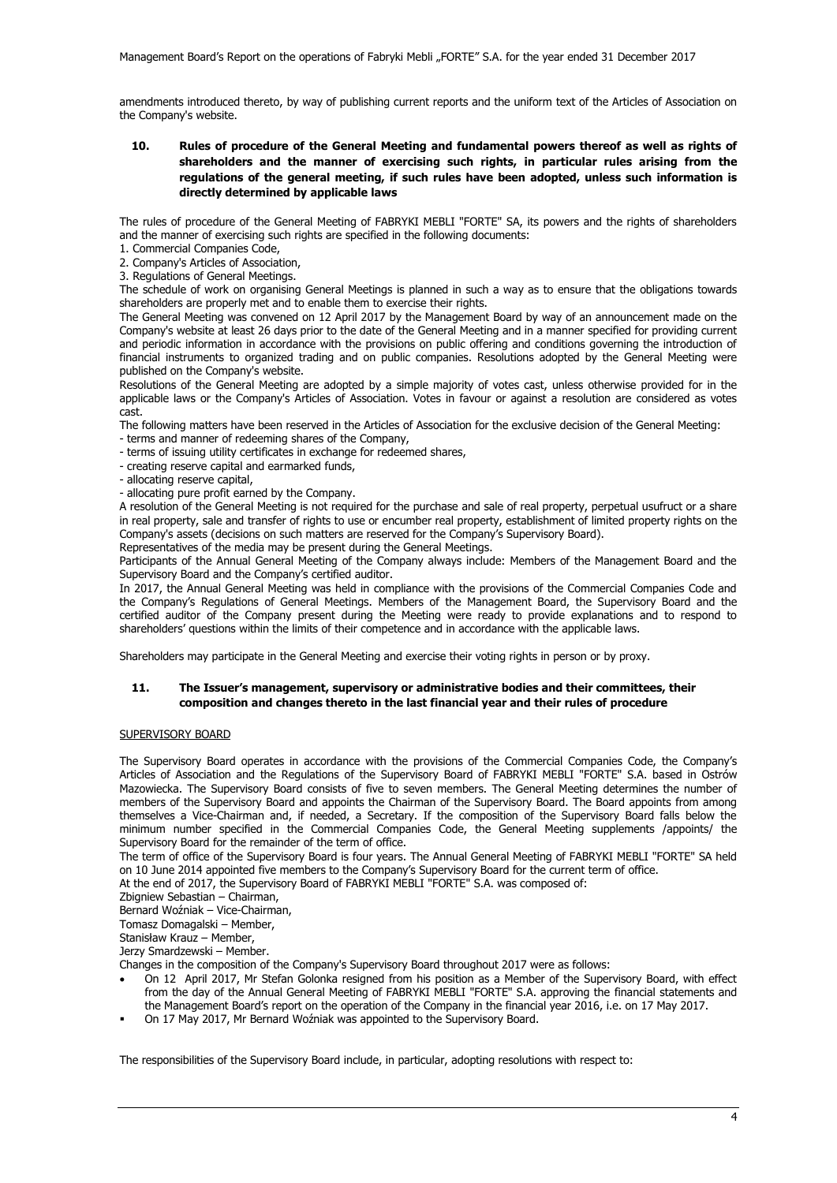amendments introduced thereto, by way of publishing current reports and the uniform text of the Articles of Association on the Company's website.

### 10. Rules of procedure of the General Meeting and fundamental powers thereof as well as rights of shareholders and the manner of exercising such rights, in particular rules arising from the regulations of the general meeting, if such rules have been adopted, unless such information is directly determined by applicable laws

The rules of procedure of the General Meeting of FABRYKI MEBLI "FORTE" SA, its powers and the rights of shareholders and the manner of exercising such rights are specified in the following documents:

1. Commercial Companies Code,
2. Company's Articles of Association,
3. Regulations of General Meetings.

The schedule of work on organising General Meetings is planned in such a way as to ensure that the obligations towards shareholders are properly met and to enable them to exercise their rights.

The General Meeting was convened on 12 April 2017 by the Management Board by way of an announcement made on the Company's website at least 26 days prior to the date of the General Meeting and in a manner specified for providing current and periodic information in accordance with the provisions on public offering and conditions governing the introduction of financial instruments to organized trading and on public companies. Resolutions adopted by the General Meeting were published on the Company's website.

Resolutions of the General Meeting are adopted by a simple majority of votes cast, unless otherwise provided for in the applicable laws or the Company's Articles of Association. Votes in favour or against a resolution are considered as votes cast.

The following matters have been reserved in the Articles of Association for the exclusive decision of the General Meeting:

- terms and manner of redeeming shares of the Company,
- terms of issuing utility certificates in exchange for redeemed shares,
- creating reserve capital and earmarked funds,
- allocating reserve capital,
- allocating pure profit earned by the Company.

A resolution of the General Meeting is not required for the purchase and sale of real property, perpetual usufruct or a share in real property, sale and transfer of rights to use or encumber real property, establishment of limited property rights on the Company's assets (decisions on such matters are reserved for the Company's Supervisory Board).

Representatives of the media may be present during the General Meetings.

Participants of the Annual General Meeting of the Company always include: Members of the Management Board and the Supervisory Board and the Company's certified auditor.

In 2017, the Annual General Meeting was held in compliance with the provisions of the Commercial Companies Code and the Company's Regulations of General Meetings. Members of the Management Board, the Supervisory Board and the certified auditor of the Company present during the Meeting were ready to provide explanations and to respond to shareholders' questions within the limits of their competence and in accordance with the applicable laws.

Shareholders may participate in the General Meeting and exercise their voting rights in person or by proxy.

### 11. The Issuer's management, supervisory or administrative bodies and their committees, their composition and changes thereto in the last financial year and their rules of procedure

SUPERVISORY BOARD

The Supervisory Board operates in accordance with the provisions of the Commercial Companies Code, the Company's Articles of Association and the Regulations of the Supervisory Board of FABRYKI MEBLI "FORTE" S.A. based in Ostrów Mazowiecka. The Supervisory Board consists of five to seven members. The General Meeting determines the number of members of the Supervisory Board and appoints the Chairman of the Supervisory Board. The Board appoints from among themselves a Vice-Chairman and, if needed, a Secretary. If the composition of the Supervisory Board falls below the minimum number specified in the Commercial Companies Code, the General Meeting supplements /appoints/ the Supervisory Board for the remainder of the term of office.

The term of office of the Supervisory Board is four years. The Annual General Meeting of FABRYKI MEBLI "FORTE" SA held on 10 June 2014 appointed five members to the Company's Supervisory Board for the current term of office.

At the end of 2017, the Supervisory Board of FABRYKI MEBLI "FORTE" S.A. was composed of:

Zbigniew Sebastian – Chairman,
Bernard Woźniak – Vice-Chairman,
Tomasz Domagalski – Member,
Stanisław Krauz – Member,
Jerzy Smardzewski – Member.

Changes in the composition of the Company's Supervisory Board throughout 2017 were as follows:

- On 12 April 2017, Mr Stefan Golonka resigned from his position as a Member of the Supervisory Board, with effect from the day of the Annual General Meeting of FABRYKI MEBLI "FORTE" S.A. approving the financial statements and the Management Board's report on the operation of the Company in the financial year 2016, i.e. on 17 May 2017.
- On 17 May 2017, Mr Bernard Woźniak was appointed to the Supervisory Board.

The responsibilities of the Supervisory Board include, in particular, adopting resolutions with respect to: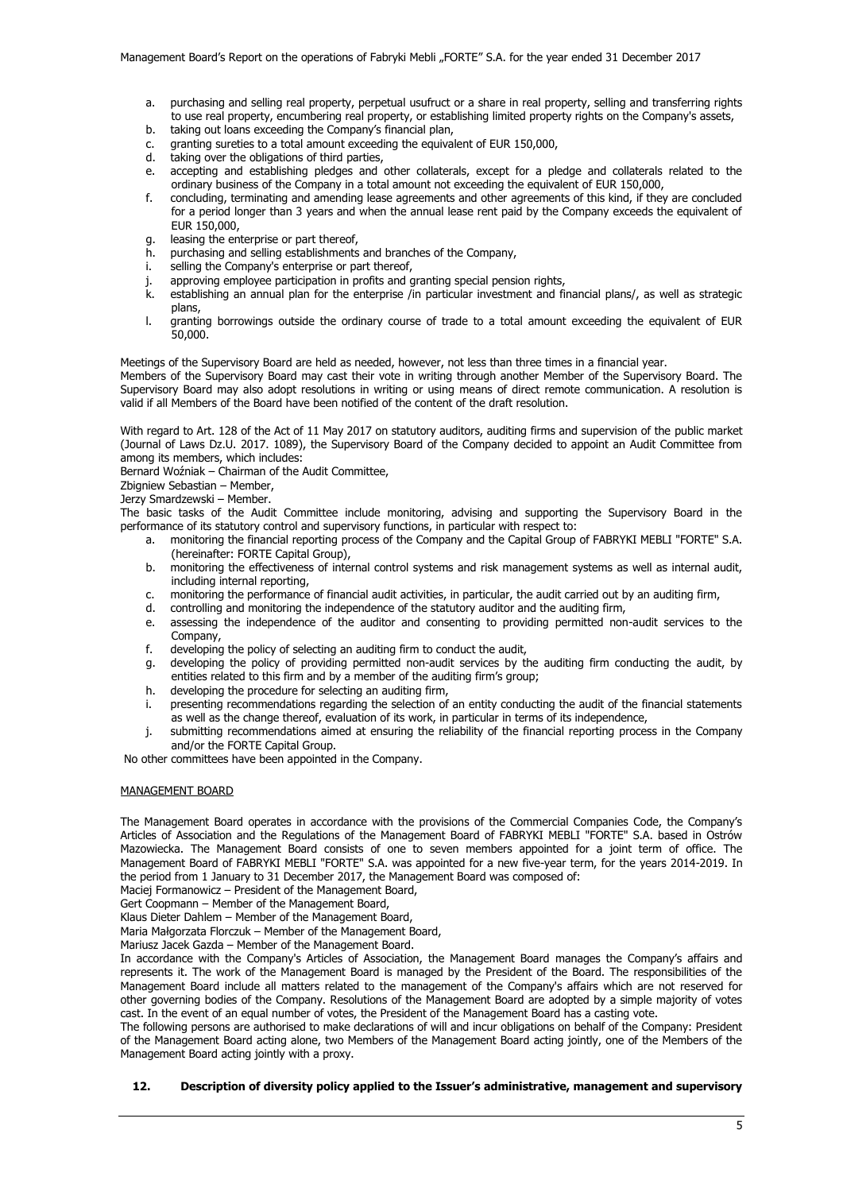a. purchasing and selling real property, perpetual usufruct or a share in real property, selling and transferring rights to use real property, encumbering real property, or establishing limited property rights on the Company's assets,
b. taking out loans exceeding the Company's financial plan,
c. granting sureties to a total amount exceeding the equivalent of EUR 150,000,
d. taking over the obligations of third parties,
e. accepting and establishing pledges and other collaterals, except for a pledge and collaterals related to the ordinary business of the Company in a total amount not exceeding the equivalent of EUR 150,000,
f. concluding, terminating and amending lease agreements and other agreements of this kind, if they are concluded for a period longer than 3 years and when the annual lease rent paid by the Company exceeds the equivalent of EUR 150,000,
g. leasing the enterprise or part thereof,
h. purchasing and selling establishments and branches of the Company,
i. selling the Company's enterprise or part thereof,
j. approving employee participation in profits and granting special pension rights,
k. establishing an annual plan for the enterprise /in particular investment and financial plans/, as well as strategic plans,
l. granting borrowings outside the ordinary course of trade to a total amount exceeding the equivalent of EUR 50,000.

Meetings of the Supervisory Board are held as needed, however, not less than three times in a financial year.
Members of the Supervisory Board may cast their vote in writing through another Member of the Supervisory Board. The Supervisory Board may also adopt resolutions in writing or using means of direct remote communication. A resolution is valid if all Members of the Board have been notified of the content of the draft resolution.

With regard to Art. 128 of the Act of 11 May 2017 on statutory auditors, auditing firms and supervision of the public market (Journal of Laws Dz.U. 2017. 1089), the Supervisory Board of the Company decided to appoint an Audit Committee from among its members, which includes:
Bernard Woźniak – Chairman of the Audit Committee,
Zbigniew Sebastian – Member,
Jerzy Smardzewski – Member.
The basic tasks of the Audit Committee include monitoring, advising and supporting the Supervisory Board in the performance of its statutory control and supervisory functions, in particular with respect to:

a. monitoring the financial reporting process of the Company and the Capital Group of FABRYKI MEBLI "FORTE" S.A. (hereinafter: FORTE Capital Group),
b. monitoring the effectiveness of internal control systems and risk management systems as well as internal audit, including internal reporting,
c. monitoring the performance of financial audit activities, in particular, the audit carried out by an auditing firm,
d. controlling and monitoring the independence of the statutory auditor and the auditing firm,
e. assessing the independence of the auditor and consenting to providing permitted non-audit services to the Company,
f. developing the policy of selecting an auditing firm to conduct the audit,
g. developing the policy of providing permitted non-audit services by the auditing firm conducting the audit, by entities related to this firm and by a member of the auditing firm's group;
h. developing the procedure for selecting an auditing firm,
i. presenting recommendations regarding the selection of an entity conducting the audit of the financial statements as well as the change thereof, evaluation of its work, in particular in terms of its independence,
j. submitting recommendations aimed at ensuring the reliability of the financial reporting process in the Company and/or the FORTE Capital Group.

No other committees have been appointed in the Company.

MANAGEMENT BOARD

The Management Board operates in accordance with the provisions of the Commercial Companies Code, the Company's Articles of Association and the Regulations of the Management Board of FABRYKI MEBLI "FORTE" S.A. based in Ostrów Mazowiecka. The Management Board consists of one to seven members appointed for a joint term of office. The Management Board of FABRYKI MEBLI "FORTE" S.A. was appointed for a new five-year term, for the years 2014-2019. In the period from 1 January to 31 December 2017, the Management Board was composed of:
Maciej Formanowicz – President of the Management Board,
Gert Coopmann – Member of the Management Board,
Klaus Dieter Dahlem – Member of the Management Board,
Maria Małgorzata Florczuk – Member of the Management Board,
Mariusz Jacek Gazda – Member of the Management Board.
In accordance with the Company's Articles of Association, the Management Board manages the Company's affairs and represents it. The work of the Management Board is managed by the President of the Board. The responsibilities of the Management Board include all matters related to the management of the Company's affairs which are not reserved for other governing bodies of the Company. Resolutions of the Management Board are adopted by a simple majority of votes cast. In the event of an equal number of votes, the President of the Management Board has a casting vote.
The following persons are authorised to make declarations of will and incur obligations on behalf of the Company: President of the Management Board acting alone, two Members of the Management Board acting jointly, one of the Members of the Management Board acting jointly with a proxy.

## 12. Description of diversity policy applied to the Issuer's administrative, management and supervisory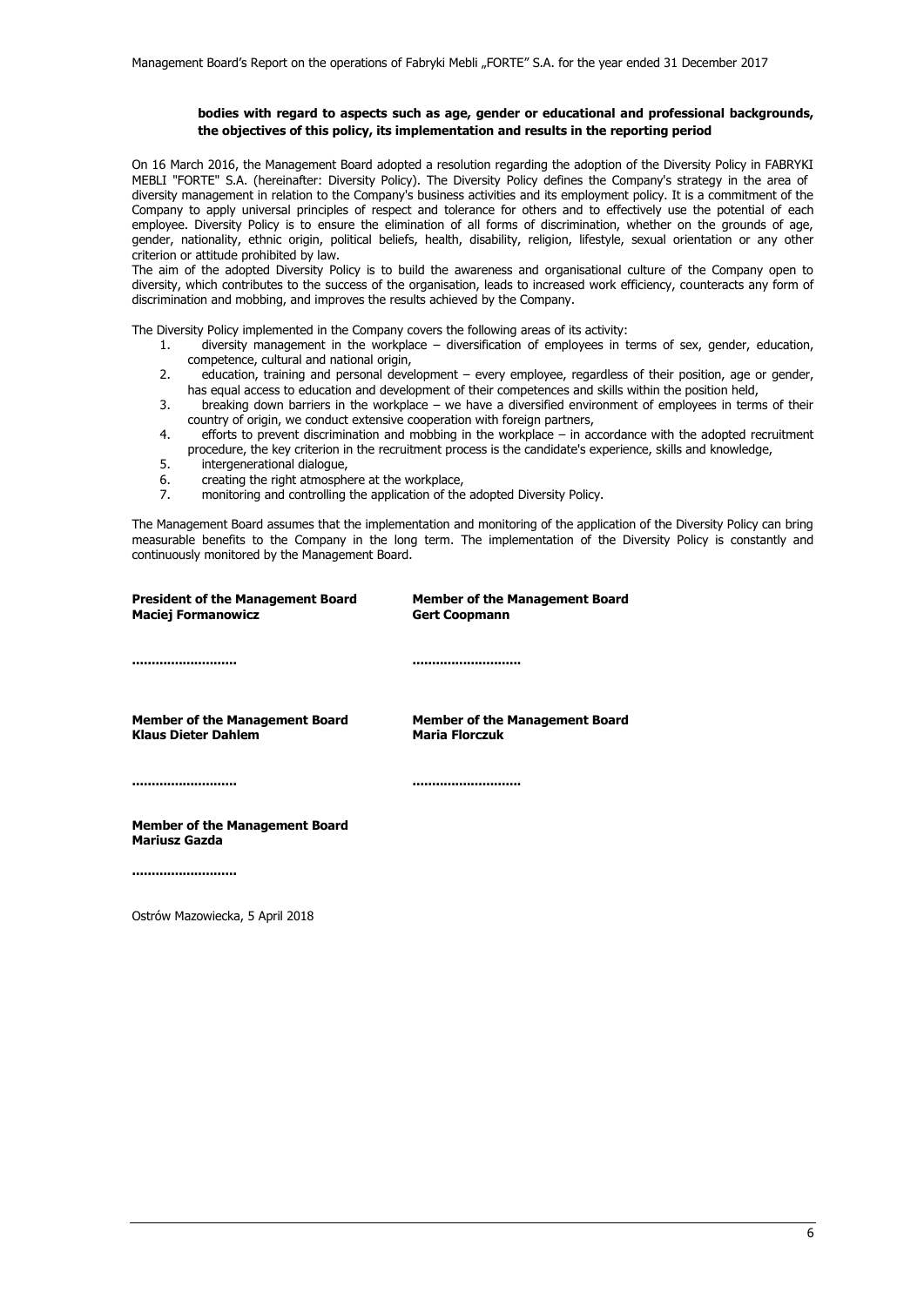**bodies with regard to aspects such as age, gender or educational and professional backgrounds, the objectives of this policy, its implementation and results in the reporting period**

On 16 March 2016, the Management Board adopted a resolution regarding the adoption of the Diversity Policy in FABRYKI MEBLI "FORTE" S.A. (hereinafter: Diversity Policy). The Diversity Policy defines the Company's strategy in the area of diversity management in relation to the Company's business activities and its employment policy. It is a commitment of the Company to apply universal principles of respect and tolerance for others and to effectively use the potential of each employee. Diversity Policy is to ensure the elimination of all forms of discrimination, whether on the grounds of age, gender, nationality, ethnic origin, political beliefs, health, disability, religion, lifestyle, sexual orientation or any other criterion or attitude prohibited by law.

The aim of the adopted Diversity Policy is to build the awareness and organisational culture of the Company open to diversity, which contributes to the success of the organisation, leads to increased work efficiency, counteracts any form of discrimination and mobbing, and improves the results achieved by the Company.

The Diversity Policy implemented in the Company covers the following areas of its activity:

1. diversity management in the workplace – diversification of employees in terms of sex, gender, education, competence, cultural and national origin,
2. education, training and personal development – every employee, regardless of their position, age or gender, has equal access to education and development of their competences and skills within the position held,
3. breaking down barriers in the workplace – we have a diversified environment of employees in terms of their country of origin, we conduct extensive cooperation with foreign partners,
4. efforts to prevent discrimination and mobbing in the workplace – in accordance with the adopted recruitment procedure, the key criterion in the recruitment process is the candidate's experience, skills and knowledge,
5. intergenerational dialogue,
6. creating the right atmosphere at the workplace,
7. monitoring and controlling the application of the adopted Diversity Policy.

The Management Board assumes that the implementation and monitoring of the application of the Diversity Policy can bring measurable benefits to the Company in the long term. The implementation of the Diversity Policy is constantly and continuously monitored by the Management Board.

**President of the Management Board**
**Maciej Formanowicz**

..........................

**Member of the Management Board**
**Gert Coopmann**

..........................

**Member of the Management Board**
**Klaus Dieter Dahlem**

..........................

**Member of the Management Board**
**Maria Florczuk**

..........................

**Member of the Management Board**
**Mariusz Gazda**

..........................

Ostrów Mazowiecka, 5 April 2018